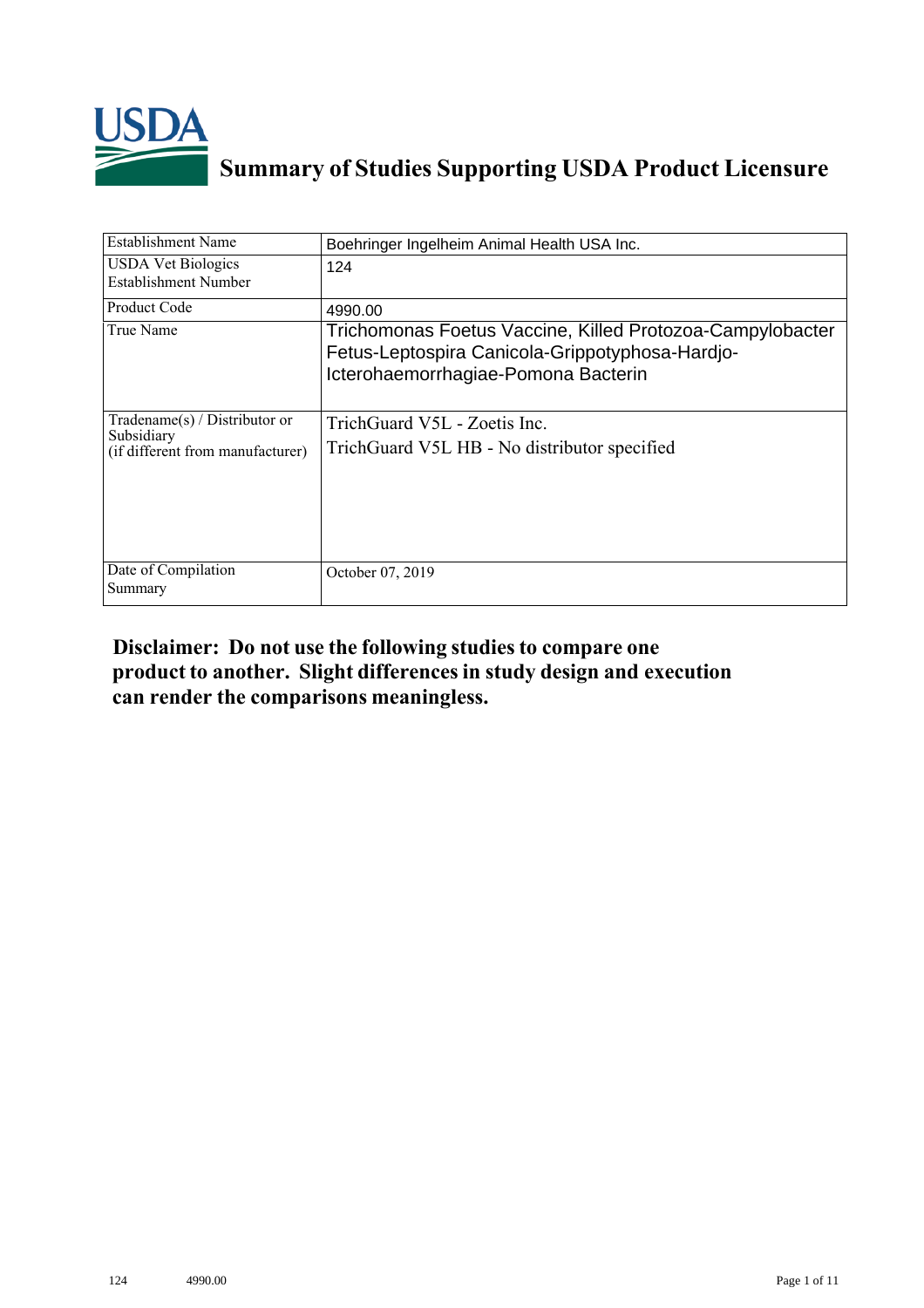# Summary of Studies Supporting USDA Product Licensure

| Establishment Name | Boehringer Ingelheim Animal Health USA Inc. |
|---|---|
| USDA Vet Biologics Establishment Number | 124 |
| Product Code | 4990.00 |
| True Name | Trichomonas Foetus Vaccine, Killed Protozoa-Campylobacter Fetus-Leptospira Canicola-Grippotyphosa-Hardjo-Icterohaemorrhagiae-Pomona Bacterin |
| Tradename(s) / Distributor or Subsidiary (if different from manufacturer) | TrichGuard V5L - Zoetis Inc.<br>TrichGuard V5L HB - No distributor specified |
| Date of Compilation Summary | October 07, 2019 |

**Disclaimer: Do not use the following studies to compare one product to another. Slight differences in study design and execution can render the comparisons meaningless.**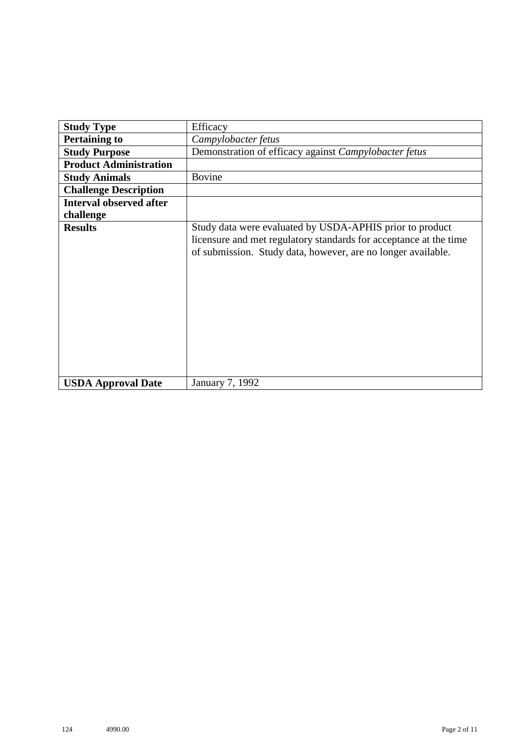| **Study Type** | Efficacy |
|---|---|
| **Pertaining to** | *Campylobacter fetus* |
| **Study Purpose** | Demonstration of efficacy against *Campylobacter fetus* |
| **Product Administration** | |
| **Study Animals** | Bovine |
| **Challenge Description** | |
| **Interval observed after challenge** | |
| **Results** | Study data were evaluated by USDA-APHIS prior to product licensure and met regulatory standards for acceptance at the time of submission. Study data, however, are no longer available. |
| **USDA Approval Date** | January 7, 1992 |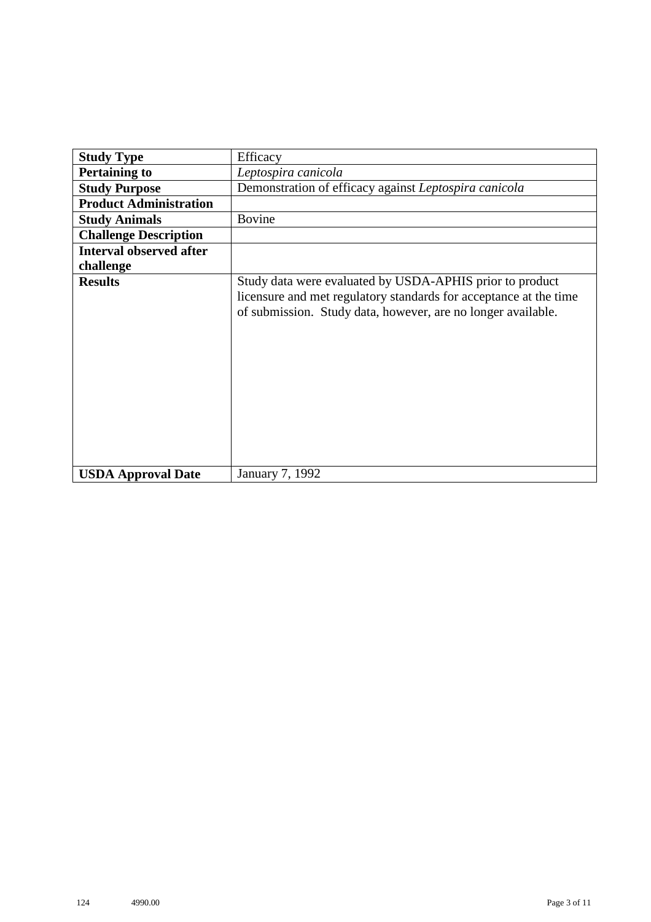| **Study Type** | Efficacy |
|---|---|
| **Pertaining to** | *Leptospira canicola* |
| **Study Purpose** | Demonstration of efficacy against *Leptospira canicola* |
| **Product Administration** | |
| **Study Animals** | Bovine |
| **Challenge Description** | |
| **Interval observed after challenge** | |
| **Results** | Study data were evaluated by USDA-APHIS prior to product licensure and met regulatory standards for acceptance at the time of submission. Study data, however, are no longer available. |
| **USDA Approval Date** | January 7, 1992 |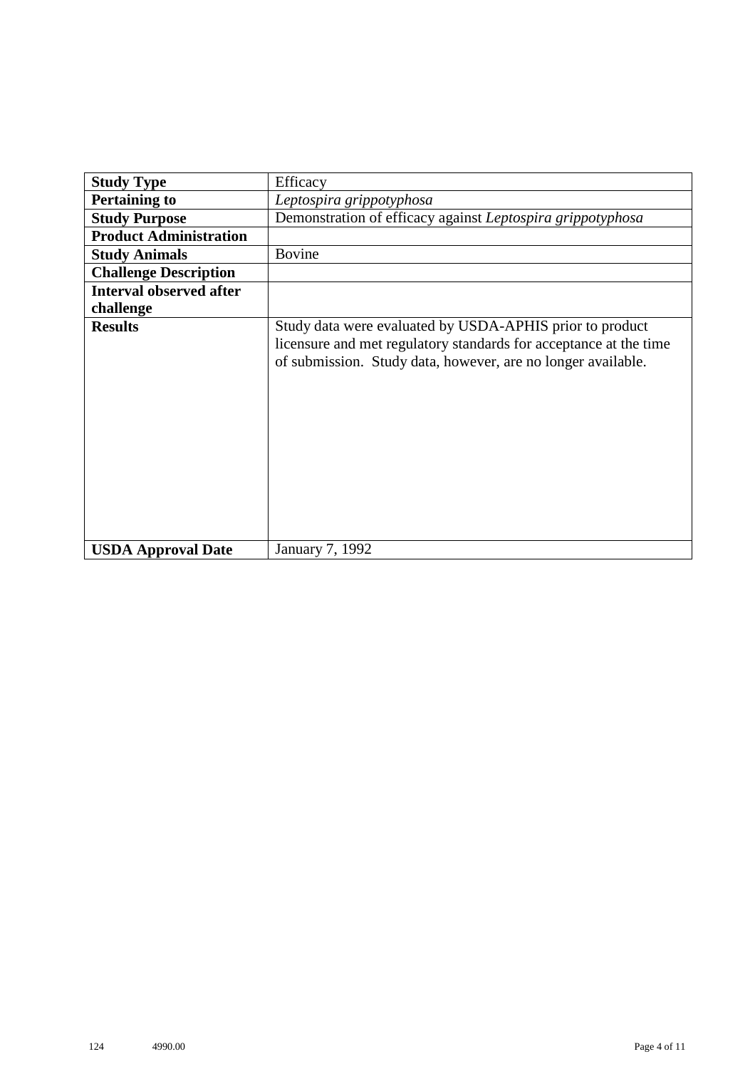| **Study Type** | Efficacy |
|---|---|
| **Pertaining to** | *Leptospira grippotyphosa* |
| **Study Purpose** | Demonstration of efficacy against *Leptospira grippotyphosa* |
| **Product Administration** | |
| **Study Animals** | Bovine |
| **Challenge Description** | |
| **Interval observed after challenge** | |
| **Results** | Study data were evaluated by USDA-APHIS prior to product licensure and met regulatory standards for acceptance at the time of submission. Study data, however, are no longer available. |
| **USDA Approval Date** | January 7, 1992 |

124 4990.00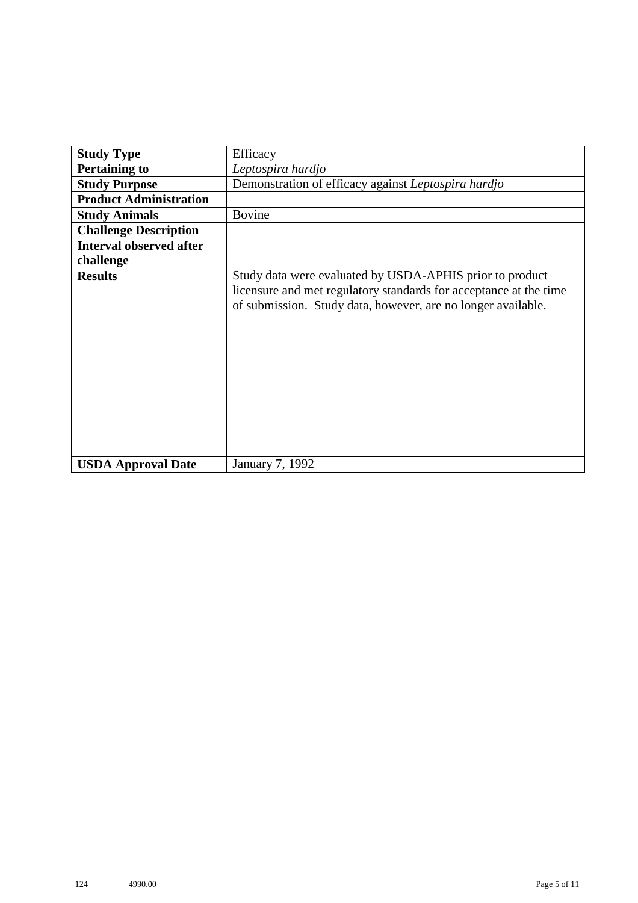| **Study Type** | Efficacy |
|---|---|
| **Pertaining to** | *Leptospira hardjo* |
| **Study Purpose** | Demonstration of efficacy against *Leptospira hardjo* |
| **Product Administration** | |
| **Study Animals** | Bovine |
| **Challenge Description** | |
| **Interval observed after challenge** | |
| **Results** | Study data were evaluated by USDA-APHIS prior to product licensure and met regulatory standards for acceptance at the time of submission. Study data, however, are no longer available. |
| **USDA Approval Date** | January 7, 1992 |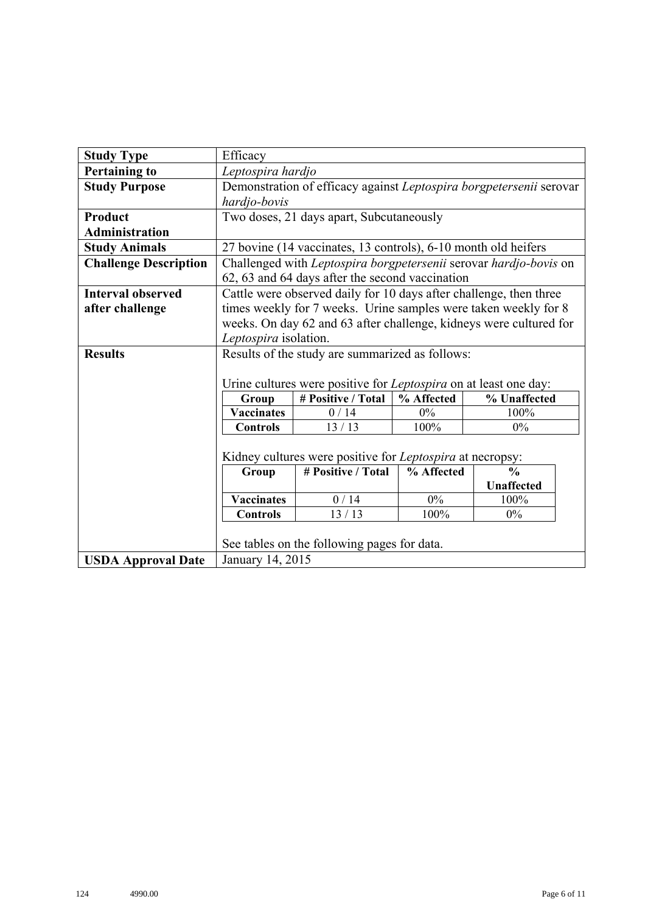| **Study Type** | Efficacy |
|---|---|
| **Pertaining to** | *Leptospira hardjo* |
| **Study Purpose** | Demonstration of efficacy against *Leptospira borgpetersenii* serovar *hardjo-bovis* |
| **Product Administration** | Two doses, 21 days apart, Subcutaneously |
| **Study Animals** | 27 bovine (14 vaccinates, 13 controls), 6-10 month old heifers |
| **Challenge Description** | Challenged with *Leptospira borgpetersenii* serovar *hardjo-bovis* on 62, 63 and 64 days after the second vaccination |
| **Interval observed after challenge** | Cattle were observed daily for 10 days after challenge, then three times weekly for 7 weeks. Urine samples were taken weekly for 8 weeks. On day 62 and 63 after challenge, kidneys were cultured for *Leptospira* isolation. |
| **Results** | Results of the study are summarized as follows: (see tables below) |
| **USDA Approval Date** | January 14, 2015 |

Results of the study are summarized as follows:

Urine cultures were positive for *Leptospira* on at least one day:

| Group | # Positive / Total | % Affected | % Unaffected |
|---|---|---|---|
| Vaccinates | 0 / 14 | 0% | 100% |
| Controls | 13 / 13 | 100% | 0% |

Kidney cultures were positive for *Leptospira* at necropsy:

| Group | # Positive / Total | % Affected | % Unaffected |
|---|---|---|---|
| Vaccinates | 0 / 14 | 0% | 100% |
| Controls | 13 / 13 | 100% | 0% |

See tables on the following pages for data.

124 4990.00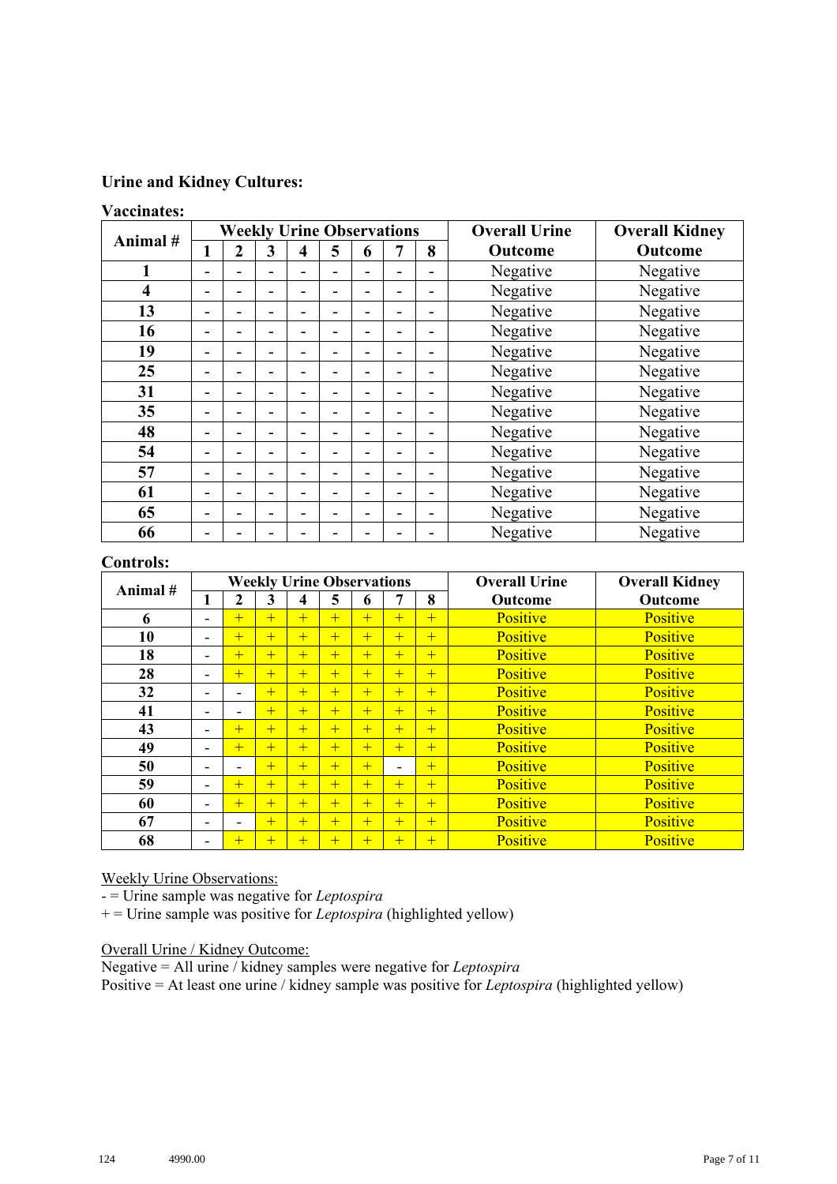**Urine and Kidney Cultures:**

**Vaccinates:**

| Animal # | Weekly Urine Observations | | | | | | | | Overall Urine Outcome | Overall Kidney Outcome |
|---|---|---|---|---|---|---|---|---|---|---|
| | 1 | 2 | 3 | 4 | 5 | 6 | 7 | 8 | | |
| 1 | - | - | - | - | - | - | - | - | Negative | Negative |
| 4 | - | - | - | - | - | - | - | - | Negative | Negative |
| 13 | - | - | - | - | - | - | - | - | Negative | Negative |
| 16 | - | - | - | - | - | - | - | - | Negative | Negative |
| 19 | - | - | - | - | - | - | - | - | Negative | Negative |
| 25 | - | - | - | - | - | - | - | - | Negative | Negative |
| 31 | - | - | - | - | - | - | - | - | Negative | Negative |
| 35 | - | - | - | - | - | - | - | - | Negative | Negative |
| 48 | - | - | - | - | - | - | - | - | Negative | Negative |
| 54 | - | - | - | - | - | - | - | - | Negative | Negative |
| 57 | - | - | - | - | - | - | - | - | Negative | Negative |
| 61 | - | - | - | - | - | - | - | - | Negative | Negative |
| 65 | - | - | - | - | - | - | - | - | Negative | Negative |
| 66 | - | - | - | - | - | - | - | - | Negative | Negative |

**Controls:**

| Animal # | Weekly Urine Observations | | | | | | | | Overall Urine Outcome | Overall Kidney Outcome |
|---|---|---|---|---|---|---|---|---|---|---|
| | 1 | 2 | 3 | 4 | 5 | 6 | 7 | 8 | | |
| 6 | - | + | + | + | + | + | + | + | Positive | Positive |
| 10 | - | + | + | + | + | + | + | + | Positive | Positive |
| 18 | - | + | + | + | + | + | + | + | Positive | Positive |
| 28 | - | + | + | + | + | + | + | + | Positive | Positive |
| 32 | - | - | + | + | + | + | + | + | Positive | Positive |
| 41 | - | - | + | + | + | + | + | + | Positive | Positive |
| 43 | - | + | + | + | + | + | + | + | Positive | Positive |
| 49 | - | + | + | + | + | + | + | + | Positive | Positive |
| 50 | - | - | + | + | + | + | - | + | Positive | Positive |
| 59 | - | + | + | + | + | + | + | + | Positive | Positive |
| 60 | - | + | + | + | + | + | + | + | Positive | Positive |
| 67 | - | - | + | + | + | + | + | + | Positive | Positive |
| 68 | - | + | + | + | + | + | + | + | Positive | Positive |

Weekly Urine Observations:
- = Urine sample was negative for *Leptospira*
+ = Urine sample was positive for *Leptospira* (highlighted yellow)

Overall Urine / Kidney Outcome:
Negative = All urine / kidney samples were negative for *Leptospira*
Positive = At least one urine / kidney sample was positive for *Leptospira* (highlighted yellow)

124 4990.00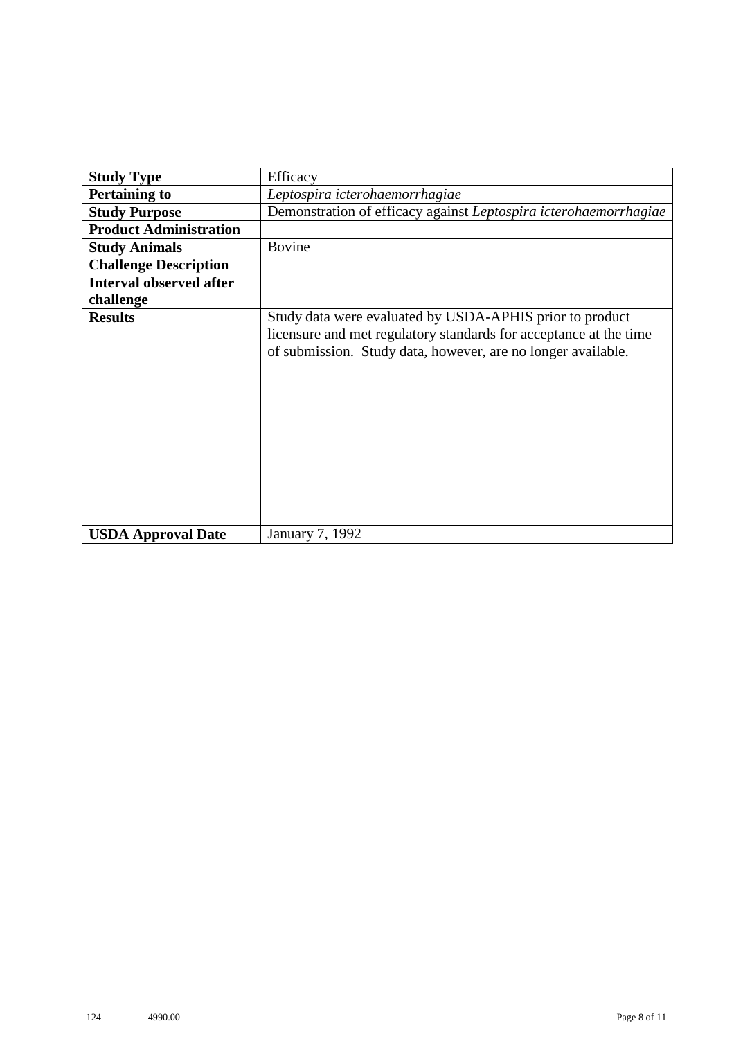| **Study Type** | Efficacy |
|---|---|
| **Pertaining to** | *Leptospira icterohaemorrhagiae* |
| **Study Purpose** | Demonstration of efficacy against *Leptospira icterohaemorrhagiae* |
| **Product Administration** | |
| **Study Animals** | Bovine |
| **Challenge Description** | |
| **Interval observed after challenge** | |
| **Results** | Study data were evaluated by USDA-APHIS prior to product licensure and met regulatory standards for acceptance at the time of submission. Study data, however, are no longer available. |
| **USDA Approval Date** | January 7, 1992 |

124 4990.00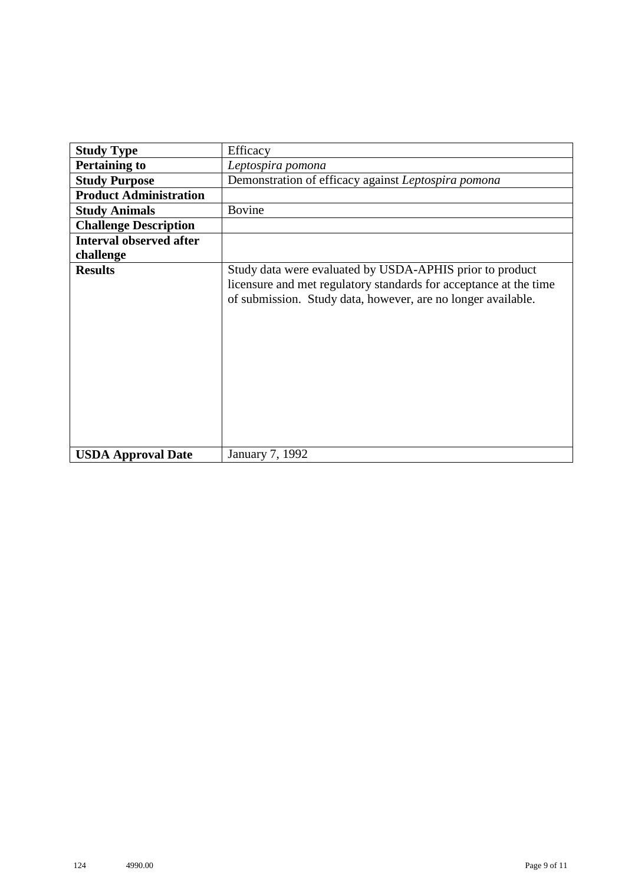| Study Type | Efficacy |
|---|---|
| **Pertaining to** | *Leptospira pomona* |
| **Study Purpose** | Demonstration of efficacy against *Leptospira pomona* |
| **Product Administration** | |
| **Study Animals** | Bovine |
| **Challenge Description** | |
| **Interval observed after challenge** | |
| **Results** | Study data were evaluated by USDA-APHIS prior to product licensure and met regulatory standards for acceptance at the time of submission. Study data, however, are no longer available. |
| **USDA Approval Date** | January 7, 1992 |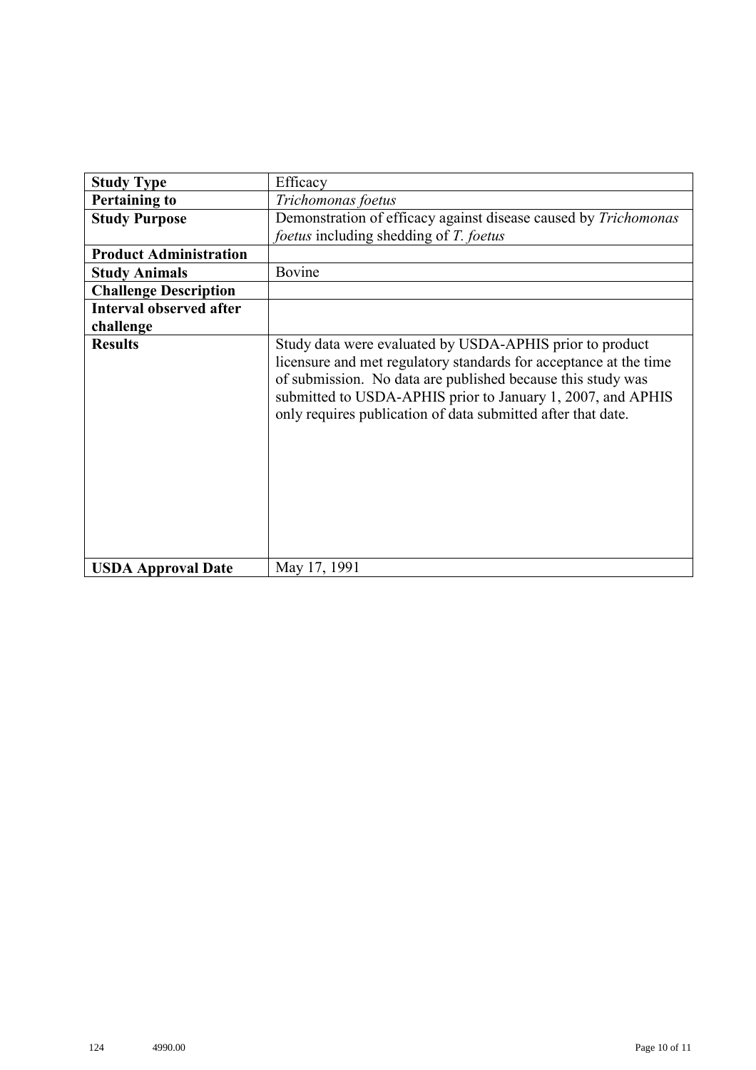| **Study Type** | Efficacy |
| --- | --- |
| **Pertaining to** | *Trichomonas foetus* |
| **Study Purpose** | Demonstration of efficacy against disease caused by *Trichomonas foetus* including shedding of *T. foetus* |
| **Product Administration** | |
| **Study Animals** | Bovine |
| **Challenge Description** | |
| **Interval observed after challenge** | |
| **Results** | Study data were evaluated by USDA-APHIS prior to product licensure and met regulatory standards for acceptance at the time of submission. No data are published because this study was submitted to USDA-APHIS prior to January 1, 2007, and APHIS only requires publication of data submitted after that date. |
| **USDA Approval Date** | May 17, 1991 |

124 4990.00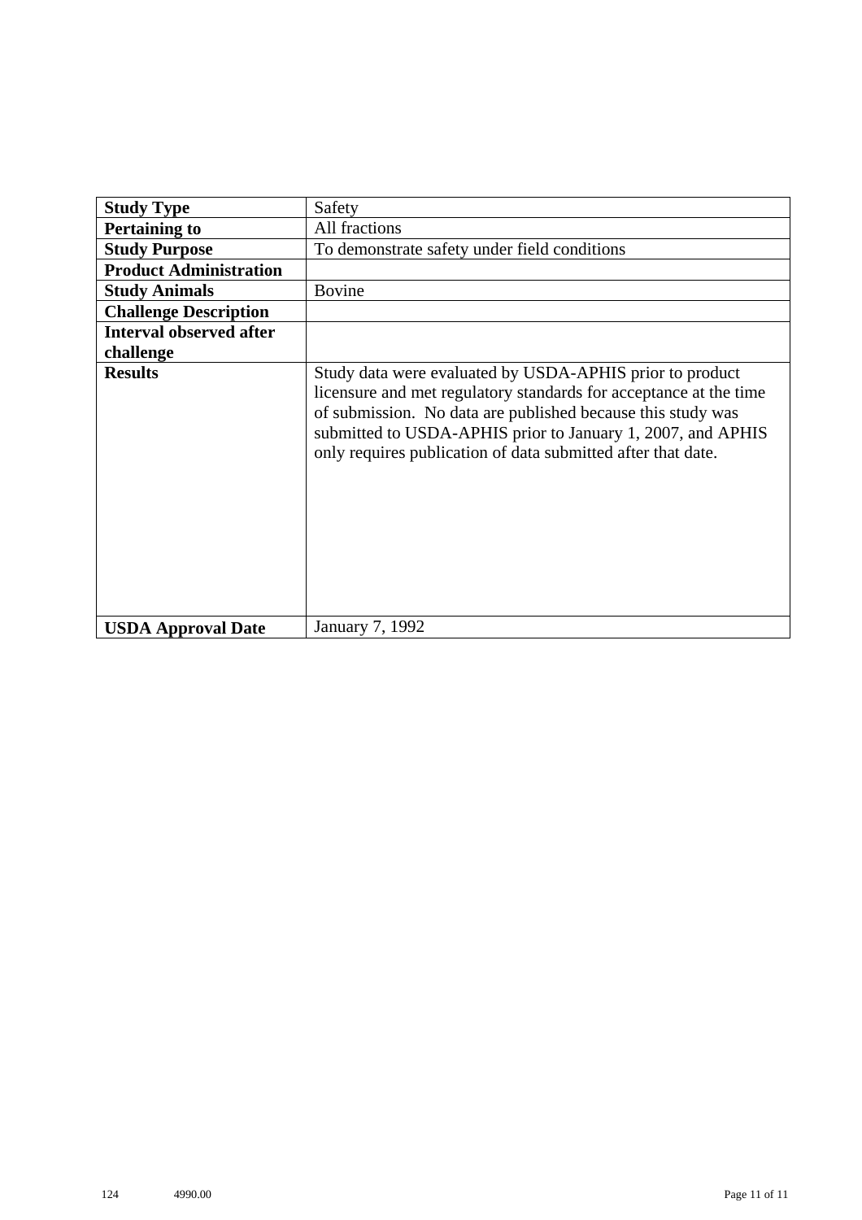| | |
|---|---|
| **Study Type** | Safety |
| **Pertaining to** | All fractions |
| **Study Purpose** | To demonstrate safety under field conditions |
| **Product Administration** | |
| **Study Animals** | Bovine |
| **Challenge Description** | |
| **Interval observed after challenge** | |
| **Results** | Study data were evaluated by USDA-APHIS prior to product licensure and met regulatory standards for acceptance at the time of submission. No data are published because this study was submitted to USDA-APHIS prior to January 1, 2007, and APHIS only requires publication of data submitted after that date. |
| **USDA Approval Date** | January 7, 1992 |

124 4990.00